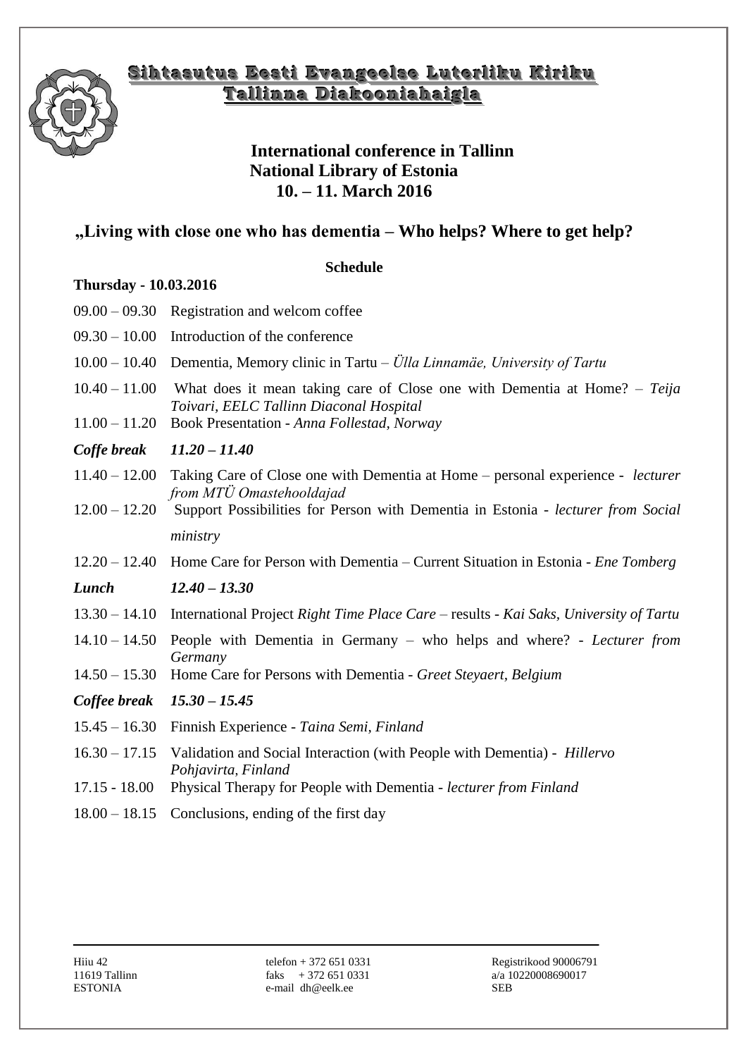**Sihtasutus Eesti Evangeelse Luterliku Kiriku Tallinna Diakooniahaigla**

**International conference in Tallinn**
**National Library of Estonia**
**10. – 11. March 2016**

## „Living with close one who has dementia – Who helps? Where to get help?

**Schedule**

**Thursday - 10.03.2016**

09.00 – 09.30 Registration and welcom coffee

09.30 – 10.00 Introduction of the conference

10.00 – 10.40 Dementia, Memory clinic in Tartu – *Ülla Linnamäe, University of Tartu*

10.40 – 11.00 What does it mean taking care of Close one with Dementia at Home? – *Teija Toivari, EELC Tallinn Diaconal Hospital*

11.00 – 11.20 Book Presentation - *Anna Follestad, Norway*

***Coffe break 11.20 – 11.40***

11.40 – 12.00 Taking Care of Close one with Dementia at Home – personal experience - *lecturer from MTÜ Omastehooldajad*

12.00 – 12.20 Support Possibilities for Person with Dementia in Estonia - *lecturer from Social ministry*

12.20 – 12.40 Home Care for Person with Dementia – Current Situation in Estonia - *Ene Tomberg*

***Lunch 12.40 – 13.30***

13.30 – 14.10 International Project *Right Time Place Care* – results - *Kai Saks, University of Tartu*

14.10 – 14.50 People with Dementia in Germany – who helps and where? - *Lecturer from Germany*

14.50 – 15.30 Home Care for Persons with Dementia - *Greet Steyaert, Belgium*

***Coffee break 15.30 – 15.45***

15.45 – 16.30 Finnish Experience - *Taina Semi, Finland*

16.30 – 17.15 Validation and Social Interaction (with People with Dementia) - *Hillervo Pohjavirta, Finland*

17.15 - 18.00 Physical Therapy for People with Dementia - *lecturer from Finland*

18.00 – 18.15 Conclusions, ending of the first day

---

Hiiu 42
11619 Tallinn
ESTONIA

telefon + 372 651 0331
faks + 372 651 0331
e-mail dh@eelk.ee

Registrikood 90006791
a/a 10220008690017
SEB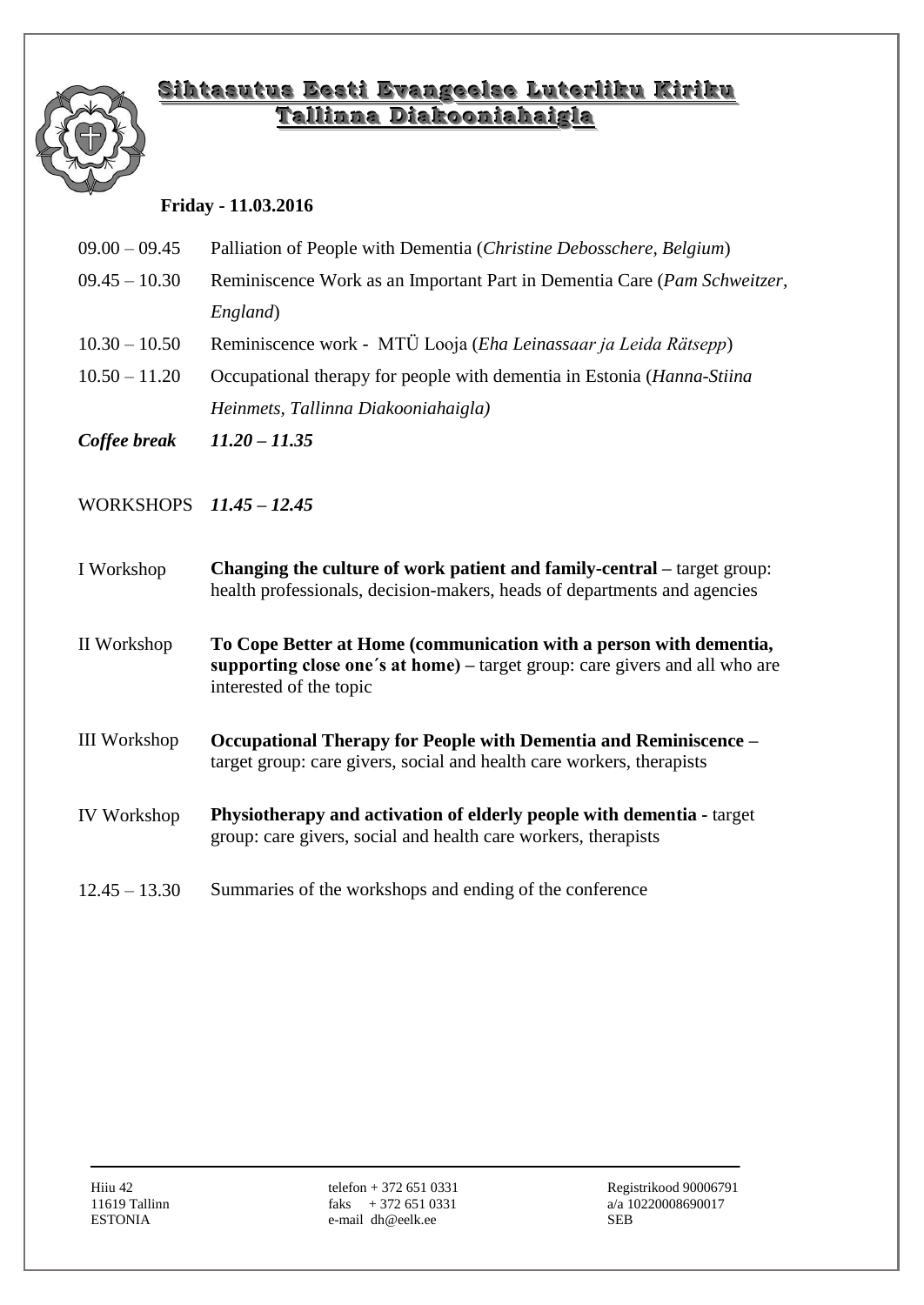# Sihtasutus Eesti Evangeelse Luterliku Kiriku Tallinna Diakooniahaigla

**Friday - 11.03.2016**

| | |
|---|---|
| 09.00 – 09.45 | Palliation of People with Dementia (*Christine Debosschere, Belgium*) |
| 09.45 – 10.30 | Reminiscence Work as an Important Part in Dementia Care (*Pam Schweitzer, England*) |
| 10.30 – 10.50 | Reminiscence work - MTÜ Looja (*Eha Leinassaar ja Leida Rätsepp*) |
| 10.50 – 11.20 | Occupational therapy for people with dementia in Estonia (*Hanna-Stiina Heinmets, Tallinna Diakooniahaigla)* |
| ***Coffee break*** | ***11.20 – 11.35*** |

WORKSHOPS ***11.45 – 12.45***

| | |
|---|---|
| I Workshop | **Changing the culture of work patient and family-central –** target group: health professionals, decision-makers, heads of departments and agencies |
| II Workshop | **To Cope Better at Home (communication with a person with dementia, supporting close one´s at home) –** target group: care givers and all who are interested of the topic |
| III Workshop | **Occupational Therapy for People with Dementia and Reminiscence –** target group: care givers, social and health care workers, therapists |
| IV Workshop | **Physiotherapy and activation of elderly people with dementia -** target group: care givers, social and health care workers, therapists |
| 12.45 – 13.30 | Summaries of the workshops and ending of the conference |

Hiiu 42
11619 Tallinn
ESTONIA

telefon + 372 651 0331
faks + 372 651 0331
e-mail dh@eelk.ee

Registrikood 90006791
a/a 10220008690017
SEB